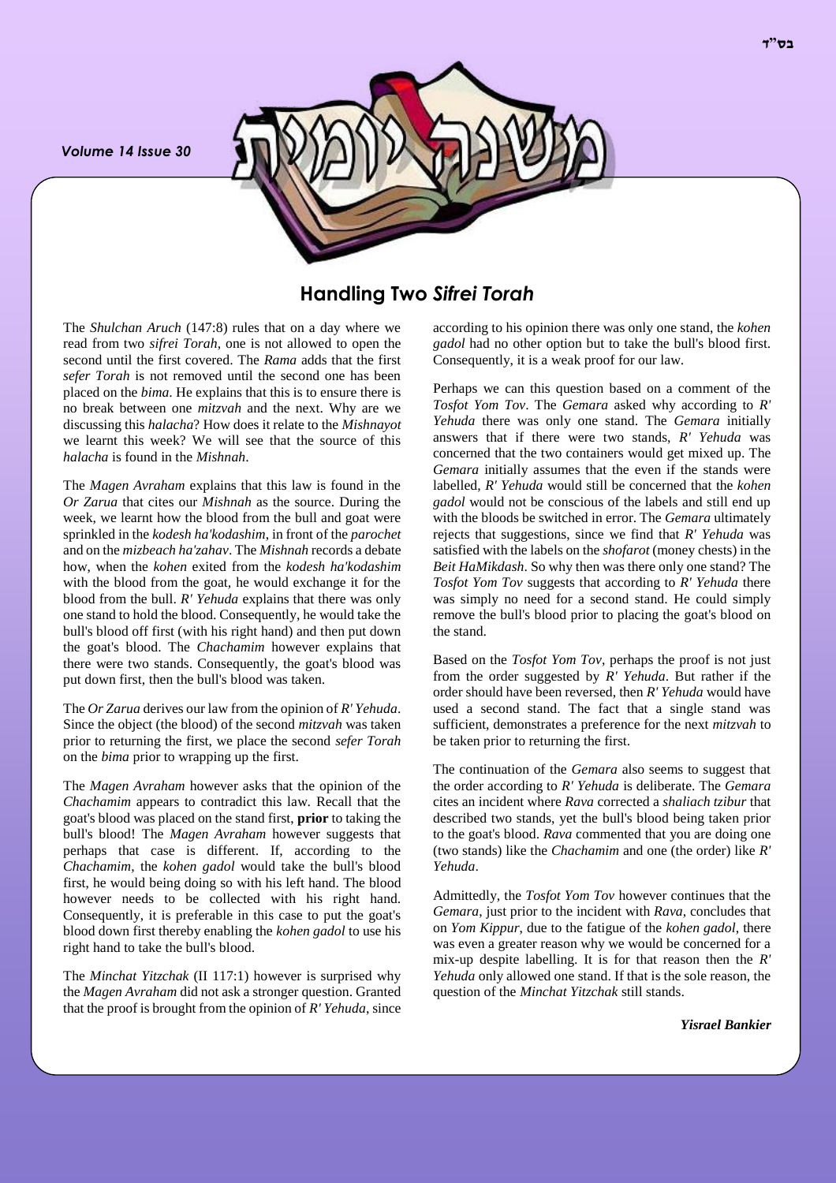בס"ד

# Handling Two *Sifrei Torah*

The *Shulchan Aruch* (147:8) rules that on a day where we read from two *sifrei Torah*, one is not allowed to open the second until the first covered. The *Rama* adds that the first *sefer Torah* is not removed until the second one has been placed on the *bima*. He explains that this is to ensure there is no break between one *mitzvah* and the next. Why are we discussing this *halacha*? How does it relate to the *Mishnayot* we learnt this week? We will see that the source of this *halacha* is found in the *Mishnah*.

The *Magen Avraham* explains that this law is found in the *Or Zarua* that cites our *Mishnah* as the source. During the week, we learnt how the blood from the bull and goat were sprinkled in the *kodesh ha'kodashim*, in front of the *parochet* and on the *mizbeach ha'zahav*. The *Mishnah* records a debate how, when the *kohen* exited from the *kodesh ha'kodashim* with the blood from the goat, he would exchange it for the blood from the bull. *R' Yehuda* explains that there was only one stand to hold the blood. Consequently, he would take the bull's blood off first (with his right hand) and then put down the goat's blood. The *Chachamim* however explains that there were two stands. Consequently, the goat's blood was put down first, then the bull's blood was taken.

The *Or Zarua* derives our law from the opinion of *R' Yehuda*. Since the object (the blood) of the second *mitzvah* was taken prior to returning the first, we place the second *sefer Torah* on the *bima* prior to wrapping up the first.

The *Magen Avraham* however asks that the opinion of the *Chachamim* appears to contradict this law. Recall that the goat's blood was placed on the stand first, **prior** to taking the bull's blood! The *Magen Avraham* however suggests that perhaps that case is different. If, according to the *Chachamim*, the *kohen gadol* would take the bull's blood first, he would being doing so with his left hand. The blood however needs to be collected with his right hand. Consequently, it is preferable in this case to put the goat's blood down first thereby enabling the *kohen gadol* to use his right hand to take the bull's blood.

The *Minchat Yitzchak* (II 117:1) however is surprised why the *Magen Avraham* did not ask a stronger question. Granted that the proof is brought from the opinion of *R' Yehuda*, since according to his opinion there was only one stand, the *kohen gadol* had no other option but to take the bull's blood first. Consequently, it is a weak proof for our law.

Perhaps we can this question based on a comment of the *Tosfot Yom Tov*. The *Gemara* asked why according to *R' Yehuda* there was only one stand. The *Gemara* initially answers that if there were two stands, *R' Yehuda* was concerned that the two containers would get mixed up. The *Gemara* initially assumes that the even if the stands were labelled, *R' Yehuda* would still be concerned that the *kohen gadol* would not be conscious of the labels and still end up with the bloods be switched in error. The *Gemara* ultimately rejects that suggestions, since we find that *R' Yehuda* was satisfied with the labels on the *shofarot* (money chests) in the *Beit HaMikdash*. So why then was there only one stand? The *Tosfot Yom Tov* suggests that according to *R' Yehuda* there was simply no need for a second stand. He could simply remove the bull's blood prior to placing the goat's blood on the stand.

Based on the *Tosfot Yom Tov*, perhaps the proof is not just from the order suggested by *R' Yehuda*. But rather if the order should have been reversed, then *R' Yehuda* would have used a second stand. The fact that a single stand was sufficient, demonstrates a preference for the next *mitzvah* to be taken prior to returning the first.

The continuation of the *Gemara* also seems to suggest that the order according to *R' Yehuda* is deliberate. The *Gemara* cites an incident where *Rava* corrected a *shaliach tzibur* that described two stands, yet the bull's blood being taken prior to the goat's blood. *Rava* commented that you are doing one (two stands) like the *Chachamim* and one (the order) like *R' Yehuda*.

Admittedly, the *Tosfot Yom Tov* however continues that the *Gemara*, just prior to the incident with *Rava*, concludes that on *Yom Kippur*, due to the fatigue of the *kohen gadol*, there was even a greater reason why we would be concerned for a mix-up despite labelling. It is for that reason then the *R' Yehuda* only allowed one stand. If that is the sole reason, the question of the *Minchat Yitzchak* still stands.

***Yisrael Bankier***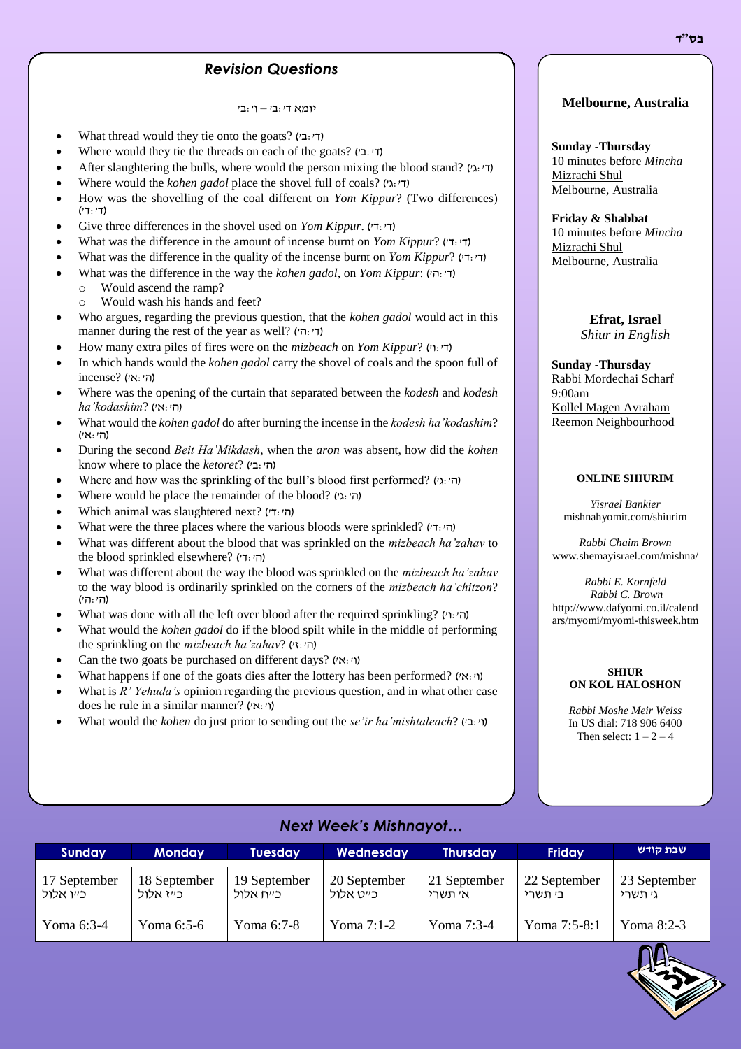בס"ד

## Revision Questions

יומא ד':ב' – ו':ב'

- What thread would they tie onto the goats? (ד':ב')
- Where would they tie the threads on each of the goats? (ד':ב')
- After slaughtering the bulls, where would the person mixing the blood stand? (ד':ג')
- Where would the *kohen gadol* place the shovel full of coals? (ד':ג')
- How was the shovelling of the coal different on *Yom Kippur*? (Two differences) (ד':ד')
- Give three differences in the shovel used on *Yom Kippur*. (ד':ד')
- What was the difference in the amount of incense burnt on *Yom Kippur*? (ד':ד')
- What was the difference in the quality of the incense burnt on *Yom Kippur*? (ד':ד')
- What was the difference in the way the *kohen gadol*, on *Yom Kippur*: (ד':ה')
  - Would ascend the ramp?
  - Would wash his hands and feet?
- Who argues, regarding the previous question, that the *kohen gadol* would act in this manner during the rest of the year as well? (ד':ה')
- How many extra piles of fires were on the *mizbeach* on *Yom Kippur*? (ד':ו')
- In which hands would the *kohen gadol* carry the shovel of coals and the spoon full of incense? (ה':א')
- Where was the opening of the curtain that separated between the *kodesh* and *kodesh ha'kodashim*? (ה':א')
- What would the *kohen gadol* do after burning the incense in the *kodesh ha'kodashim*? (ה':א')
- During the second *Beit Ha'Mikdash*, when the *aron* was absent, how did the *kohen* know where to place the *ketoret*? (ה':ב')
- Where and how was the sprinkling of the bull's blood first performed? (ה':ג')
- Where would he place the remainder of the blood? (ה':ג')
- Which animal was slaughtered next? (ה':ד')
- What were the three places where the various bloods were sprinkled? (ה':ד')
- What was different about the blood that was sprinkled on the *mizbeach ha'zahav* to the blood sprinkled elsewhere? (ה':ד')
- What was different about the way the blood was sprinkled on the *mizbeach ha'zahav* to the way blood is ordinarily sprinkled on the corners of the *mizbeach ha'chitzon*? (ה':ה')
- What was done with all the left over blood after the required sprinkling? (ה':ו')
- What would the *kohen gadol* do if the blood spilt while in the middle of performing the sprinkling on the *mizbeach ha'zahav*? (ה':ז')
- Can the two goats be purchased on different days? (ו':א')
- What happens if one of the goats dies after the lottery has been performed? (ו':א')
- What is *R' Yehuda's* opinion regarding the previous question, and in what other case does he rule in a similar manner? (ו':א')
- What would the *kohen* do just prior to sending out the *se'ir ha'mishtaleach*? (ו':ב')

**Melbourne, Australia**

**Sunday -Thursday**
10 minutes before *Mincha*
Mizrachi Shul
Melbourne, Australia

**Friday & Shabbat**
10 minutes before *Mincha*
Mizrachi Shul
Melbourne, Australia

**Efrat, Israel**
*Shiur in English*

**Sunday -Thursday**
Rabbi Mordechai Scharf
9:00am
Kollel Magen Avraham
Reemon Neighbourhood

**ONLINE SHIURIM**

*Yisrael Bankier*
mishnahyomit.com/shiurim

*Rabbi Chaim Brown*
www.shemayisrael.com/mishna/

*Rabbi E. Kornfeld*
*Rabbi C. Brown*
http://www.dafyomi.co.il/calendars/myomi/myomi-thisweek.htm

**SHIUR ON KOL HALOSHON**

*Rabbi Moshe Meir Weiss*
In US dial: 718 906 6400
Then select: 1 – 2 – 4

## Next Week's Mishnayot…

| Sunday | Monday | Tuesday | Wednesday | Thursday | Friday | שבת קודש |
|---|---|---|---|---|---|---|
| 17 September<br>כ"ו אלול | 18 September<br>כ"ז אלול | 19 September<br>כ"ח אלול | 20 September<br>כ"ט אלול | 21 September<br>א' תשרי | 22 September<br>ב' תשרי | 23 September<br>ג' תשרי |
| Yoma 6:3-4 | Yoma 6:5-6 | Yoma 6:7-8 | Yoma 7:1-2 | Yoma 7:3-4 | Yoma 7:5-8:1 | Yoma 8:2-3 |